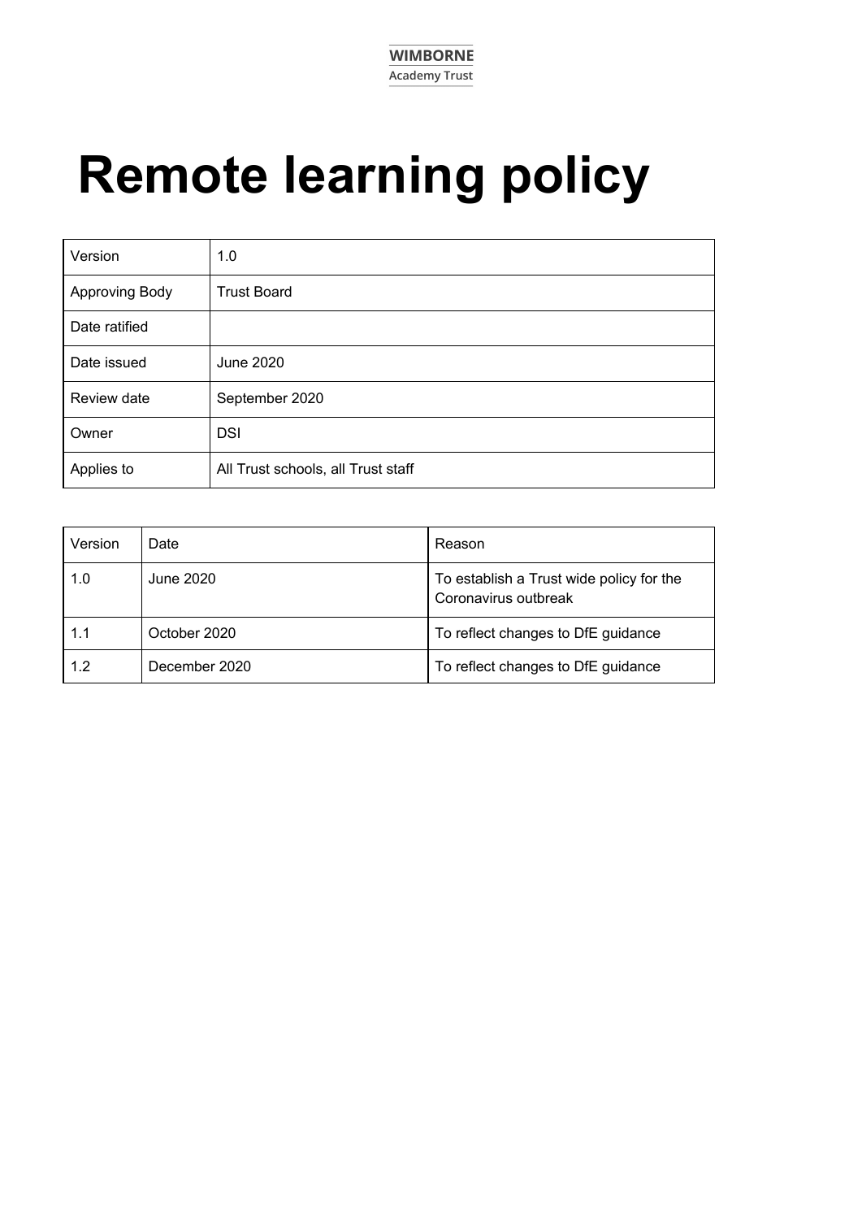**WIMBORNE**
Academy Trust

# Remote learning policy

| Version | 1.0 |
|---|---|
| Approving Body | Trust Board |
| Date ratified | |
| Date issued | June 2020 |
| Review date | September 2020 |
| Owner | DSI |
| Applies to | All Trust schools, all Trust staff |

| Version | Date | Reason |
|---|---|---|
| 1.0 | June 2020 | To establish a Trust wide policy for the Coronavirus outbreak |
| 1.1 | October 2020 | To reflect changes to DfE guidance |
| 1.2 | December 2020 | To reflect changes to DfE guidance |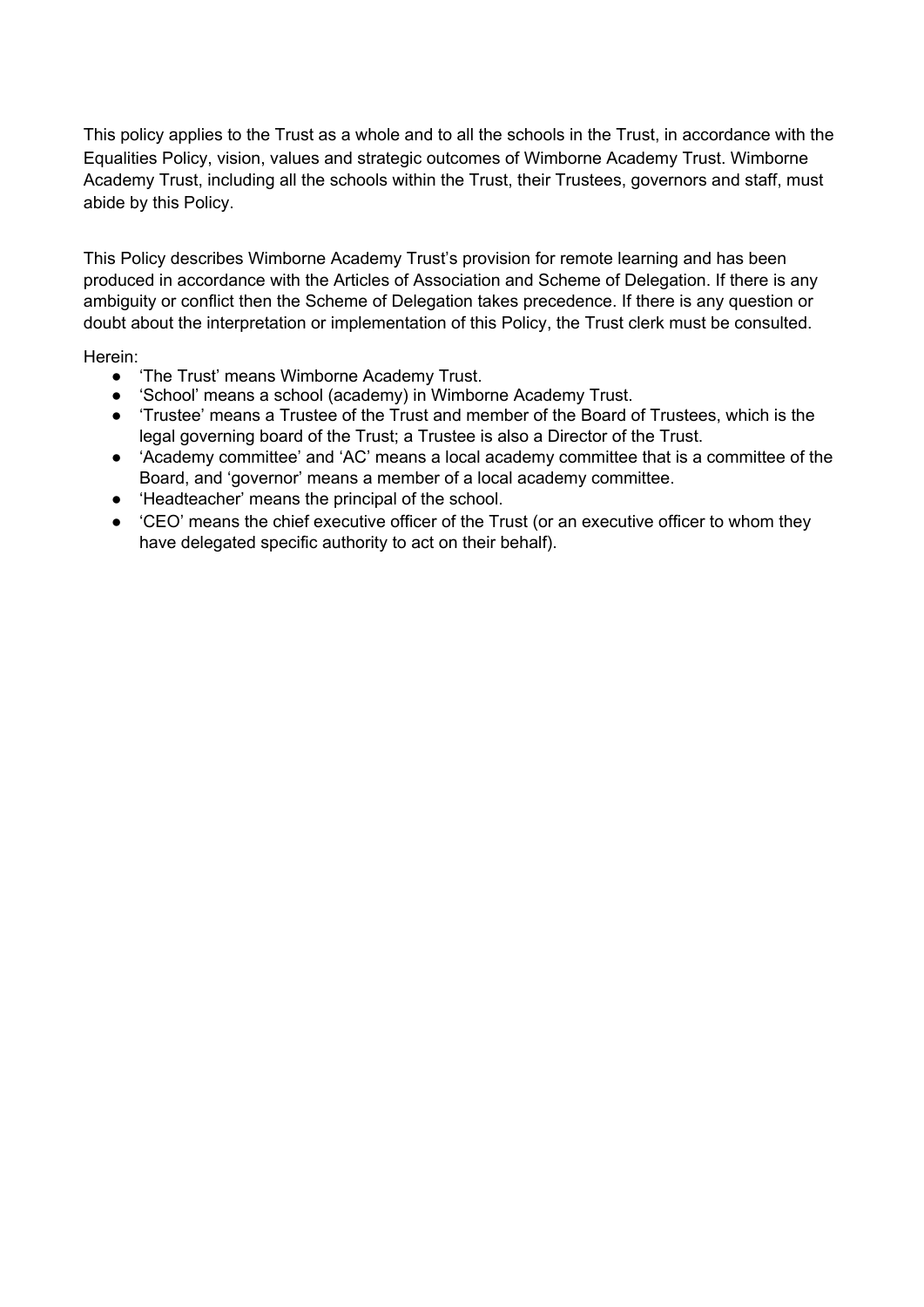This policy applies to the Trust as a whole and to all the schools in the Trust, in accordance with the Equalities Policy, vision, values and strategic outcomes of Wimborne Academy Trust. Wimborne Academy Trust, including all the schools within the Trust, their Trustees, governors and staff, must abide by this Policy.

This Policy describes Wimborne Academy Trust's provision for remote learning and has been produced in accordance with the Articles of Association and Scheme of Delegation. If there is any ambiguity or conflict then the Scheme of Delegation takes precedence. If there is any question or doubt about the interpretation or implementation of this Policy, the Trust clerk must be consulted.

Herein:

- 'The Trust' means Wimborne Academy Trust.
- 'School' means a school (academy) in Wimborne Academy Trust.
- 'Trustee' means a Trustee of the Trust and member of the Board of Trustees, which is the legal governing board of the Trust; a Trustee is also a Director of the Trust.
- 'Academy committee' and 'AC' means a local academy committee that is a committee of the Board, and 'governor' means a member of a local academy committee.
- 'Headteacher' means the principal of the school.
- 'CEO' means the chief executive officer of the Trust (or an executive officer to whom they have delegated specific authority to act on their behalf).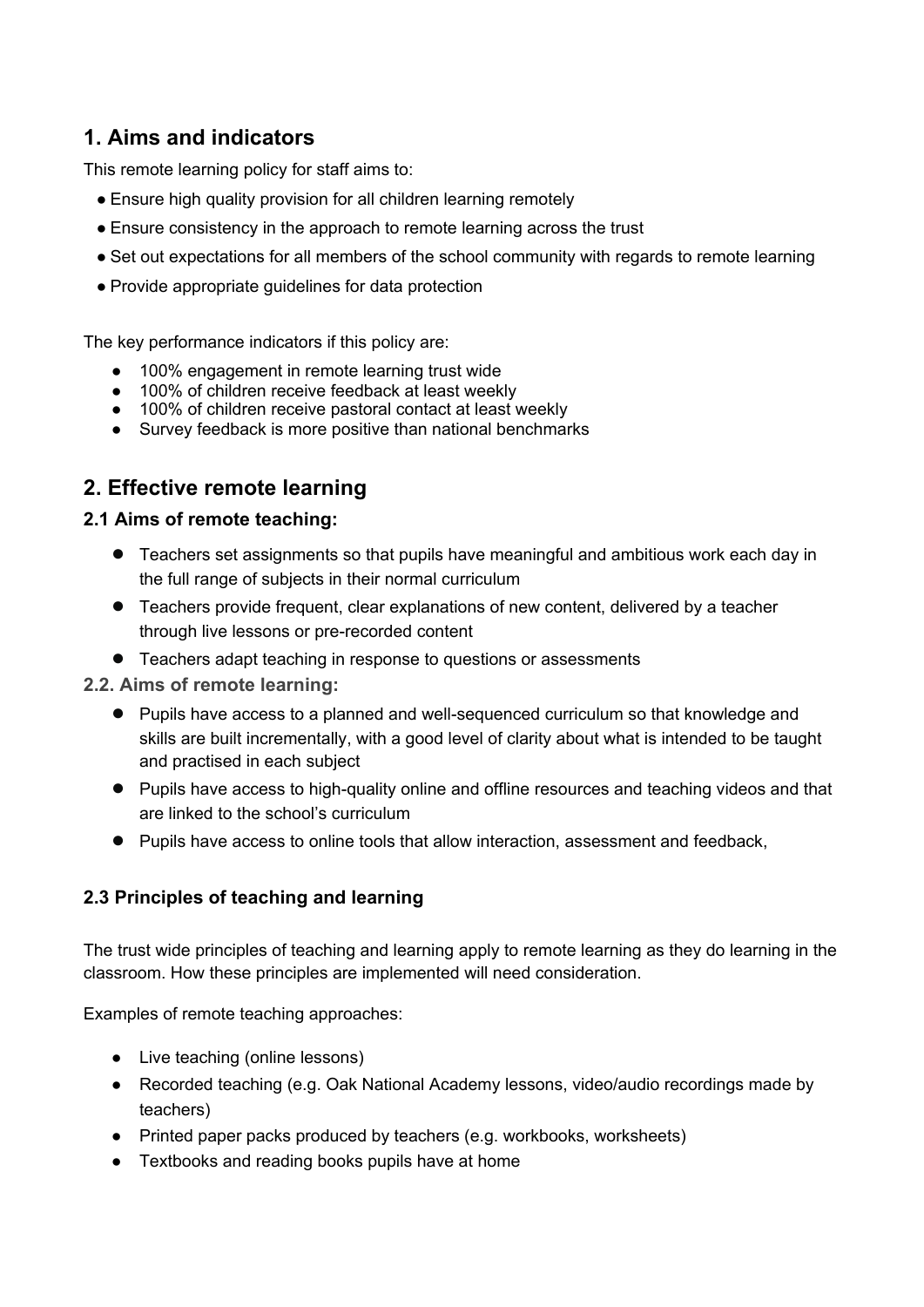## 1. Aims and indicators

This remote learning policy for staff aims to:

- Ensure high quality provision for all children learning remotely
- Ensure consistency in the approach to remote learning across the trust
- Set out expectations for all members of the school community with regards to remote learning
- Provide appropriate guidelines for data protection

The key performance indicators if this policy are:

- 100% engagement in remote learning trust wide
- 100% of children receive feedback at least weekly
- 100% of children receive pastoral contact at least weekly
- Survey feedback is more positive than national benchmarks

## 2. Effective remote learning

### 2.1 Aims of remote teaching:

- Teachers set assignments so that pupils have meaningful and ambitious work each day in the full range of subjects in their normal curriculum
- Teachers provide frequent, clear explanations of new content, delivered by a teacher through live lessons or pre-recorded content
- Teachers adapt teaching in response to questions or assessments

### 2.2. Aims of remote learning:

- Pupils have access to a planned and well-sequenced curriculum so that knowledge and skills are built incrementally, with a good level of clarity about what is intended to be taught and practised in each subject
- Pupils have access to high-quality online and offline resources and teaching videos and that are linked to the school's curriculum
- Pupils have access to online tools that allow interaction, assessment and feedback,

### 2.3 Principles of teaching and learning

The trust wide principles of teaching and learning apply to remote learning as they do learning in the classroom. How these principles are implemented will need consideration.

Examples of remote teaching approaches:

- Live teaching (online lessons)
- Recorded teaching (e.g. Oak National Academy lessons, video/audio recordings made by teachers)
- Printed paper packs produced by teachers (e.g. workbooks, worksheets)
- Textbooks and reading books pupils have at home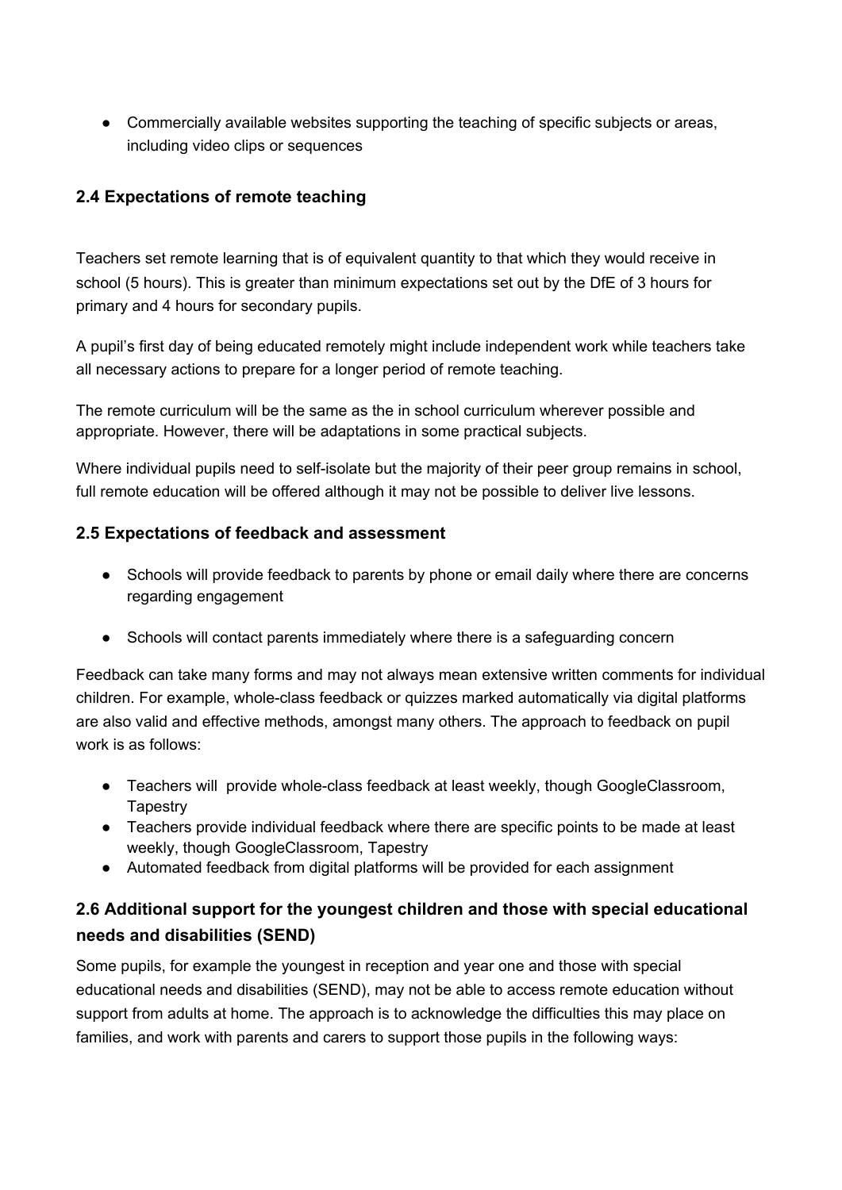- Commercially available websites supporting the teaching of specific subjects or areas, including video clips or sequences

### 2.4 Expectations of remote teaching

Teachers set remote learning that is of equivalent quantity to that which they would receive in school (5 hours). This is greater than minimum expectations set out by the DfE of 3 hours for primary and 4 hours for secondary pupils.

A pupil's first day of being educated remotely might include independent work while teachers take all necessary actions to prepare for a longer period of remote teaching.

The remote curriculum will be the same as the in school curriculum wherever possible and appropriate. However, there will be adaptations in some practical subjects.

Where individual pupils need to self-isolate but the majority of their peer group remains in school, full remote education will be offered although it may not be possible to deliver live lessons.

### 2.5 Expectations of feedback and assessment

- Schools will provide feedback to parents by phone or email daily where there are concerns regarding engagement
- Schools will contact parents immediately where there is a safeguarding concern

Feedback can take many forms and may not always mean extensive written comments for individual children. For example, whole-class feedback or quizzes marked automatically via digital platforms are also valid and effective methods, amongst many others. The approach to feedback on pupil work is as follows:

- Teachers will provide whole-class feedback at least weekly, though GoogleClassroom, Tapestry
- Teachers provide individual feedback where there are specific points to be made at least weekly, though GoogleClassroom, Tapestry
- Automated feedback from digital platforms will be provided for each assignment

### 2.6 Additional support for the youngest children and those with special educational needs and disabilities (SEND)

Some pupils, for example the youngest in reception and year one and those with special educational needs and disabilities (SEND), may not be able to access remote education without support from adults at home. The approach is to acknowledge the difficulties this may place on families, and work with parents and carers to support those pupils in the following ways: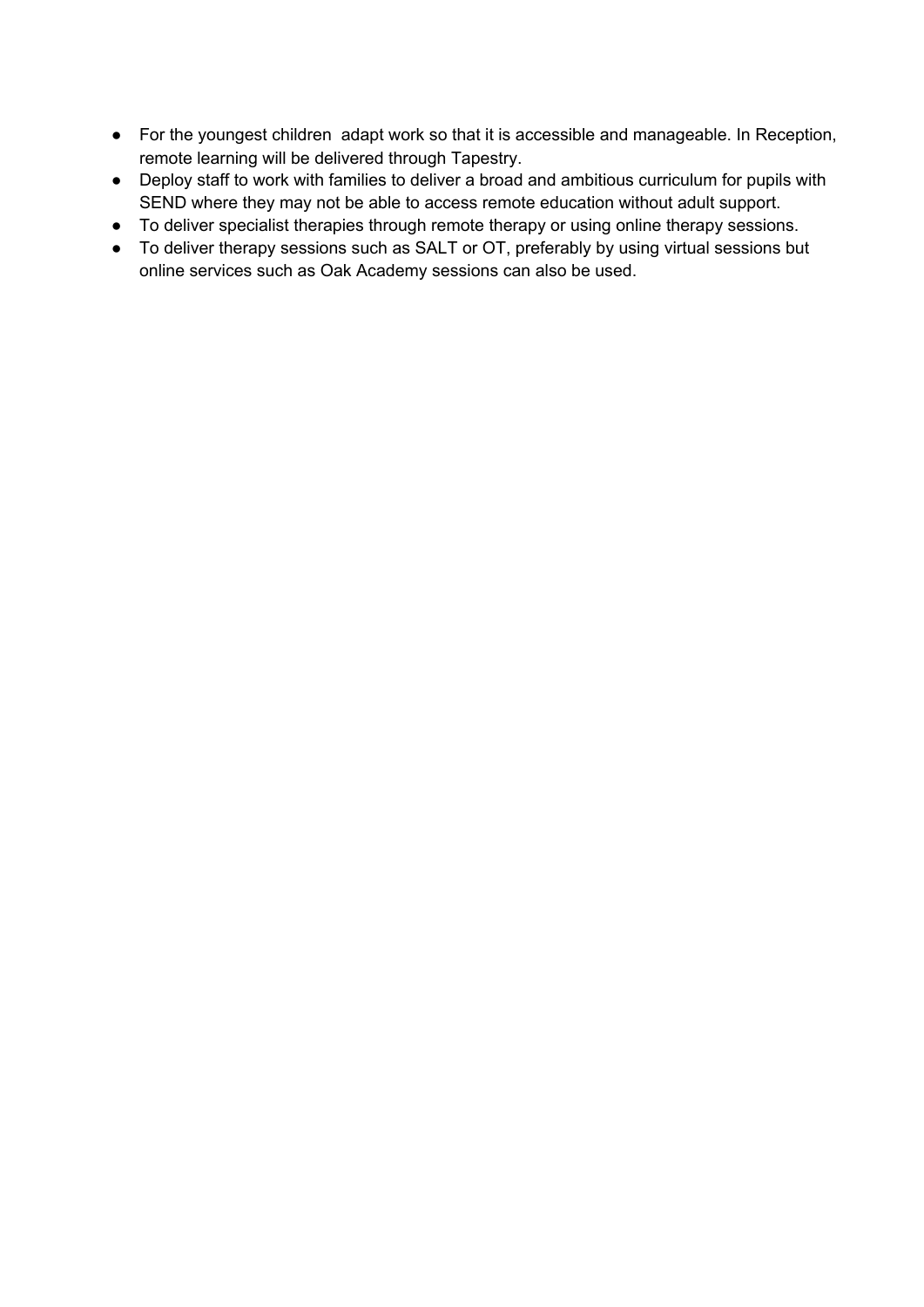- For the youngest children  adapt work so that it is accessible and manageable. In Reception, remote learning will be delivered through Tapestry.
- Deploy staff to work with families to deliver a broad and ambitious curriculum for pupils with SEND where they may not be able to access remote education without adult support.
- To deliver specialist therapies through remote therapy or using online therapy sessions.
- To deliver therapy sessions such as SALT or OT, preferably by using virtual sessions but online services such as Oak Academy sessions can also be used.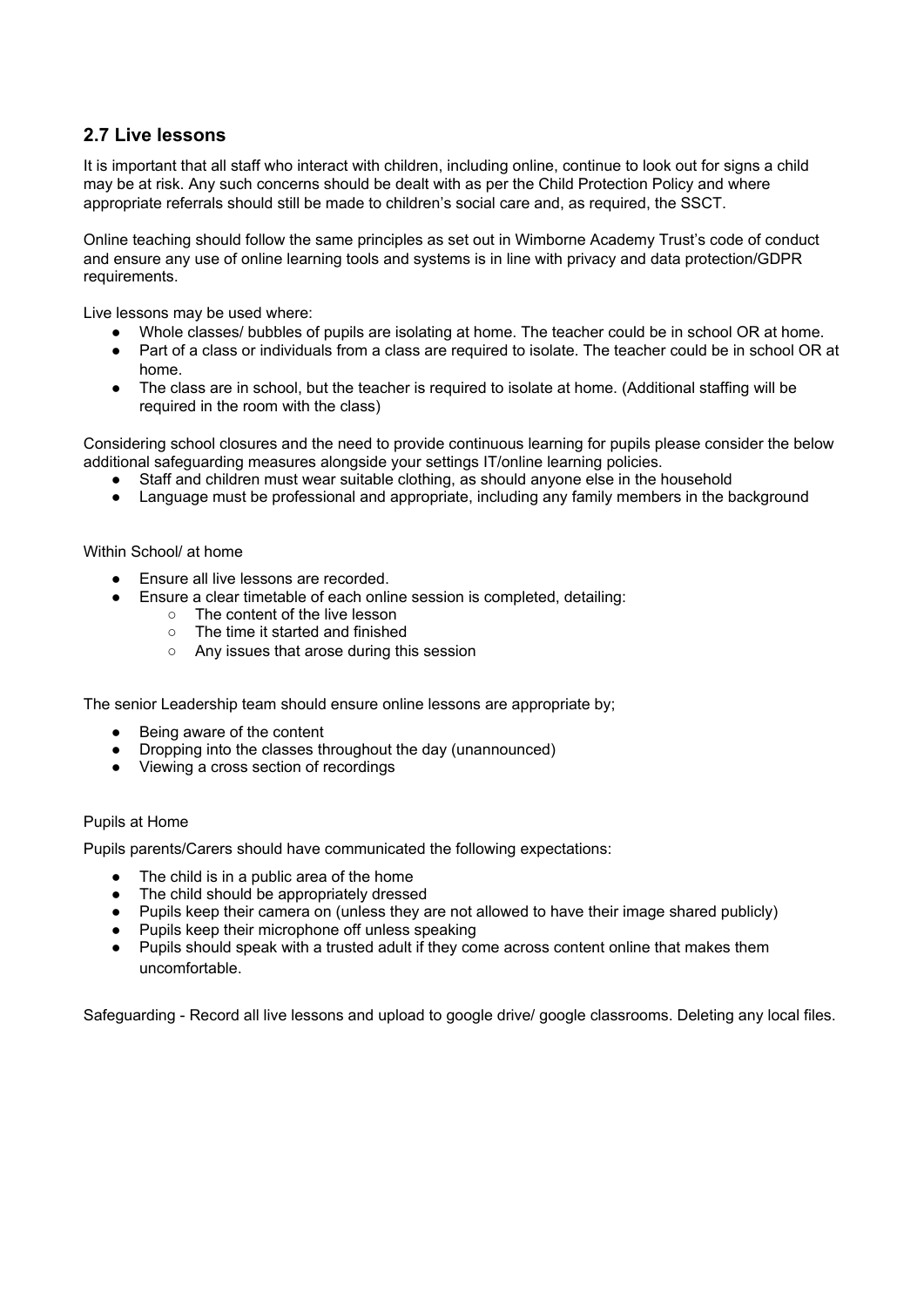## 2.7 Live lessons

It is important that all staff who interact with children, including online, continue to look out for signs a child may be at risk. Any such concerns should be dealt with as per the Child Protection Policy and where appropriate referrals should still be made to children's social care and, as required, the SSCT.

Online teaching should follow the same principles as set out in Wimborne Academy Trust's code of conduct and ensure any use of online learning tools and systems is in line with privacy and data protection/GDPR requirements.

Live lessons may be used where:

- Whole classes/ bubbles of pupils are isolating at home. The teacher could be in school OR at home.
- Part of a class or individuals from a class are required to isolate. The teacher could be in school OR at home.
- The class are in school, but the teacher is required to isolate at home. (Additional staffing will be required in the room with the class)

Considering school closures and the need to provide continuous learning for pupils please consider the below additional safeguarding measures alongside your settings IT/online learning policies.

- Staff and children must wear suitable clothing, as should anyone else in the household
- Language must be professional and appropriate, including any family members in the background

Within School/ at home

- Ensure all live lessons are recorded.
- Ensure a clear timetable of each online session is completed, detailing:
    - The content of the live lesson
    - The time it started and finished
    - Any issues that arose during this session

The senior Leadership team should ensure online lessons are appropriate by;

- Being aware of the content
- Dropping into the classes throughout the day (unannounced)
- Viewing a cross section of recordings

Pupils at Home

Pupils parents/Carers should have communicated the following expectations:

- The child is in a public area of the home
- The child should be appropriately dressed
- Pupils keep their camera on (unless they are not allowed to have their image shared publicly)
- Pupils keep their microphone off unless speaking
- Pupils should speak with a trusted adult if they come across content online that makes them uncomfortable.

Safeguarding - Record all live lessons and upload to google drive/ google classrooms. Deleting any local files.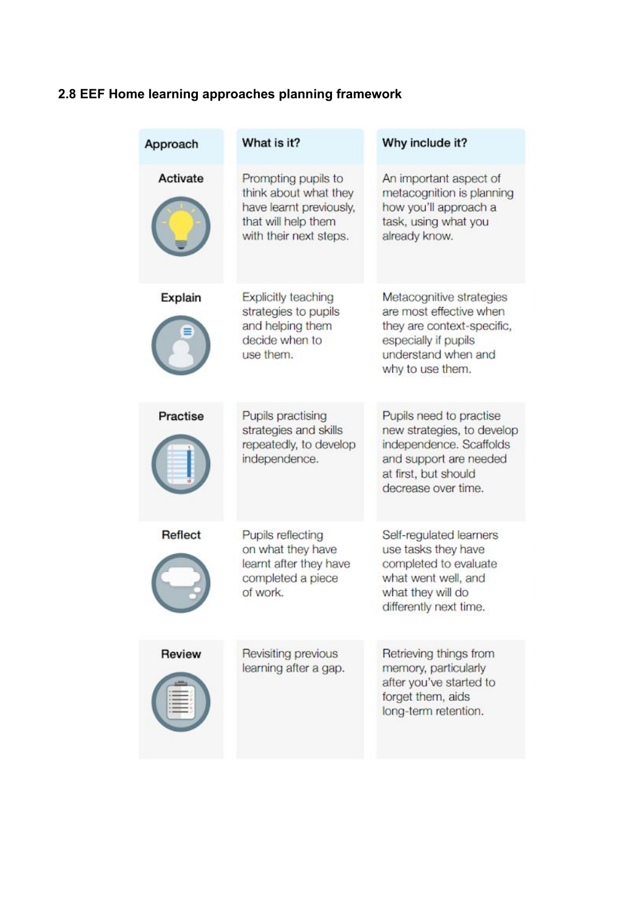### 2.8 EEF Home learning approaches planning framework

| Approach | What is it? | Why include it? |
|---|---|---|
| Activate | Prompting pupils to think about what they have learnt previously, that will help them with their next steps. | An important aspect of metacognition is planning how you'll approach a task, using what you already know. |
| Explain | Explicitly teaching strategies to pupils and helping them decide when to use them. | Metacognitive strategies are most effective when they are context-specific, especially if pupils understand when and why to use them. |
| Practise | Pupils practising strategies and skills repeatedly, to develop independence. | Pupils need to practise new strategies, to develop independence. Scaffolds and support are needed at first, but should decrease over time. |
| Reflect | Pupils reflecting on what they have learnt after they have completed a piece of work. | Self-regulated learners use tasks they have completed to evaluate what went well, and what they will do differently next time. |
| Review | Revisiting previous learning after a gap. | Retrieving things from memory, particularly after you've started to forget them, aids long-term retention. |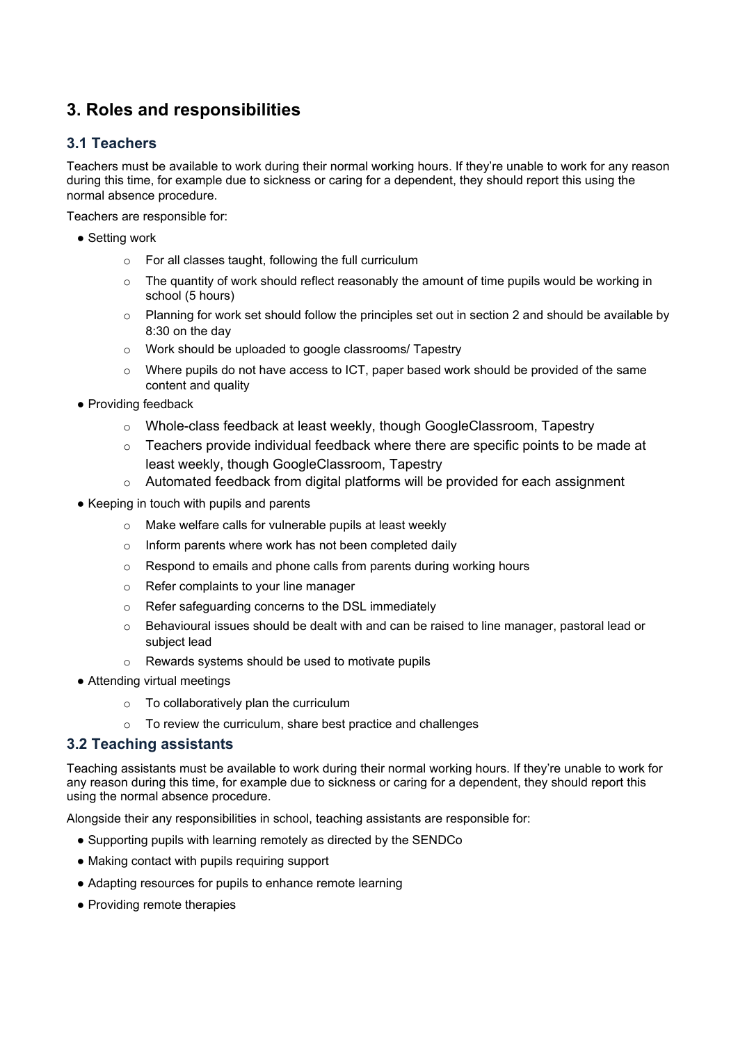## 3. Roles and responsibilities

### 3.1 Teachers

Teachers must be available to work during their normal working hours. If they're unable to work for any reason during this time, for example due to sickness or caring for a dependent, they should report this using the normal absence procedure.

Teachers are responsible for:

- Setting work
  - For all classes taught, following the full curriculum
  - The quantity of work should reflect reasonably the amount of time pupils would be working in school (5 hours)
  - Planning for work set should follow the principles set out in section 2 and should be available by 8:30 on the day
  - Work should be uploaded to google classrooms/ Tapestry
  - Where pupils do not have access to ICT, paper based work should be provided of the same content and quality
- Providing feedback
  - Whole-class feedback at least weekly, though GoogleClassroom, Tapestry
  - Teachers provide individual feedback where there are specific points to be made at least weekly, though GoogleClassroom, Tapestry
  - Automated feedback from digital platforms will be provided for each assignment
- Keeping in touch with pupils and parents
  - Make welfare calls for vulnerable pupils at least weekly
  - Inform parents where work has not been completed daily
  - Respond to emails and phone calls from parents during working hours
  - Refer complaints to your line manager
  - Refer safeguarding concerns to the DSL immediately
  - Behavioural issues should be dealt with and can be raised to line manager, pastoral lead or subject lead
  - Rewards systems should be used to motivate pupils
- Attending virtual meetings
  - To collaboratively plan the curriculum
  - To review the curriculum, share best practice and challenges

### 3.2 Teaching assistants

Teaching assistants must be available to work during their normal working hours. If they're unable to work for any reason during this time, for example due to sickness or caring for a dependent, they should report this using the normal absence procedure.

Alongside their any responsibilities in school, teaching assistants are responsible for:

- Supporting pupils with learning remotely as directed by the SENDCo
- Making contact with pupils requiring support
- Adapting resources for pupils to enhance remote learning
- Providing remote therapies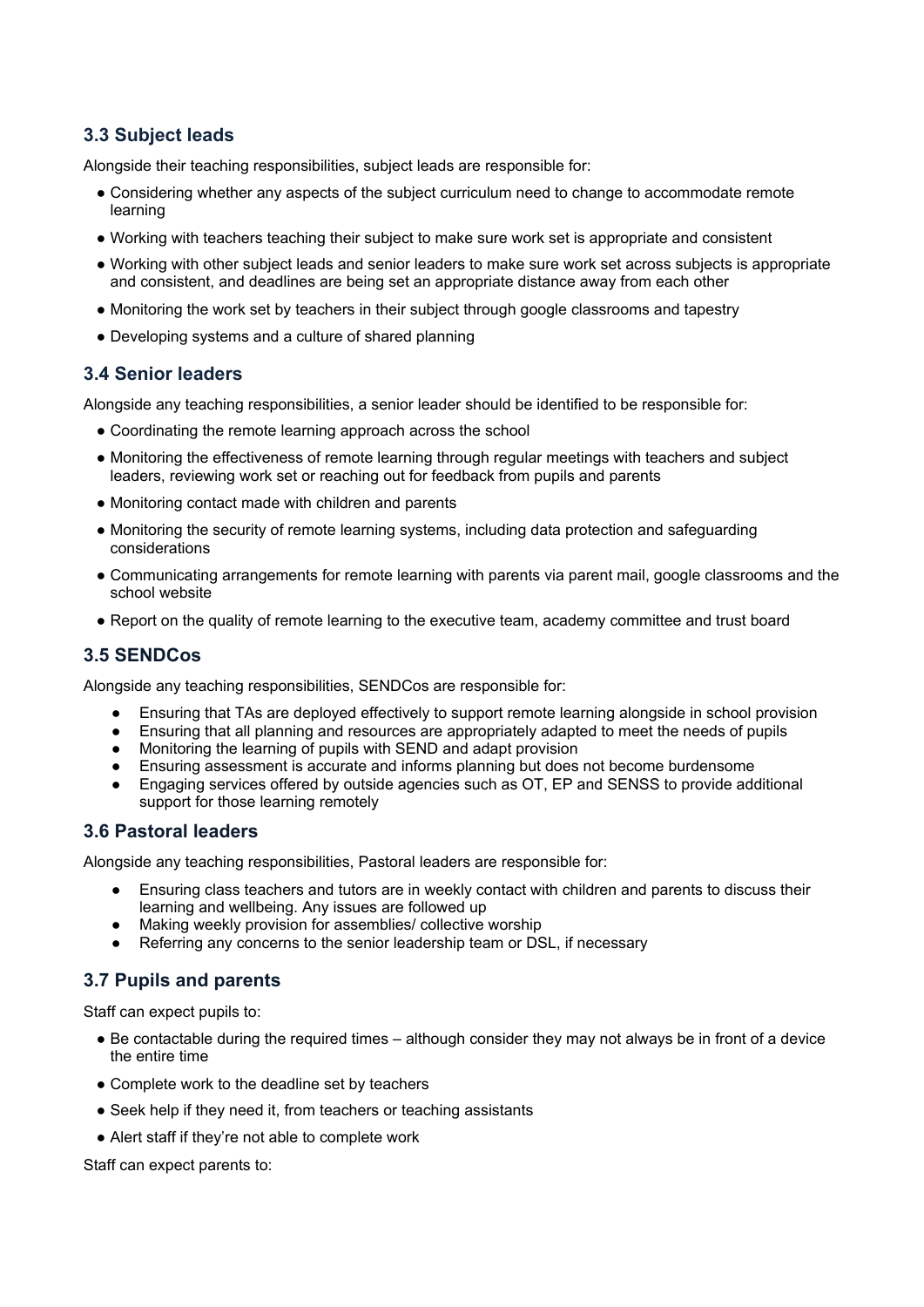### 3.3 Subject leads

Alongside their teaching responsibilities, subject leads are responsible for:

- Considering whether any aspects of the subject curriculum need to change to accommodate remote learning
- Working with teachers teaching their subject to make sure work set is appropriate and consistent
- Working with other subject leads and senior leaders to make sure work set across subjects is appropriate and consistent, and deadlines are being set an appropriate distance away from each other
- Monitoring the work set by teachers in their subject through google classrooms and tapestry
- Developing systems and a culture of shared planning

### 3.4 Senior leaders

Alongside any teaching responsibilities, a senior leader should be identified to be responsible for:

- Coordinating the remote learning approach across the school
- Monitoring the effectiveness of remote learning through regular meetings with teachers and subject leaders, reviewing work set or reaching out for feedback from pupils and parents
- Monitoring contact made with children and parents
- Monitoring the security of remote learning systems, including data protection and safeguarding considerations
- Communicating arrangements for remote learning with parents via parent mail, google classrooms and the school website
- Report on the quality of remote learning to the executive team, academy committee and trust board

### 3.5 SENDCos

Alongside any teaching responsibilities, SENDCos are responsible for:

- Ensuring that TAs are deployed effectively to support remote learning alongside in school provision
- Ensuring that all planning and resources are appropriately adapted to meet the needs of pupils
- Monitoring the learning of pupils with SEND and adapt provision
- Ensuring assessment is accurate and informs planning but does not become burdensome
- Engaging services offered by outside agencies such as OT, EP and SENSS to provide additional support for those learning remotely

### 3.6 Pastoral leaders

Alongside any teaching responsibilities, Pastoral leaders are responsible for:

- Ensuring class teachers and tutors are in weekly contact with children and parents to discuss their learning and wellbeing. Any issues are followed up
- Making weekly provision for assemblies/ collective worship
- Referring any concerns to the senior leadership team or DSL, if necessary

### 3.7 Pupils and parents

Staff can expect pupils to:

- Be contactable during the required times – although consider they may not always be in front of a device the entire time
- Complete work to the deadline set by teachers
- Seek help if they need it, from teachers or teaching assistants
- Alert staff if they're not able to complete work

Staff can expect parents to: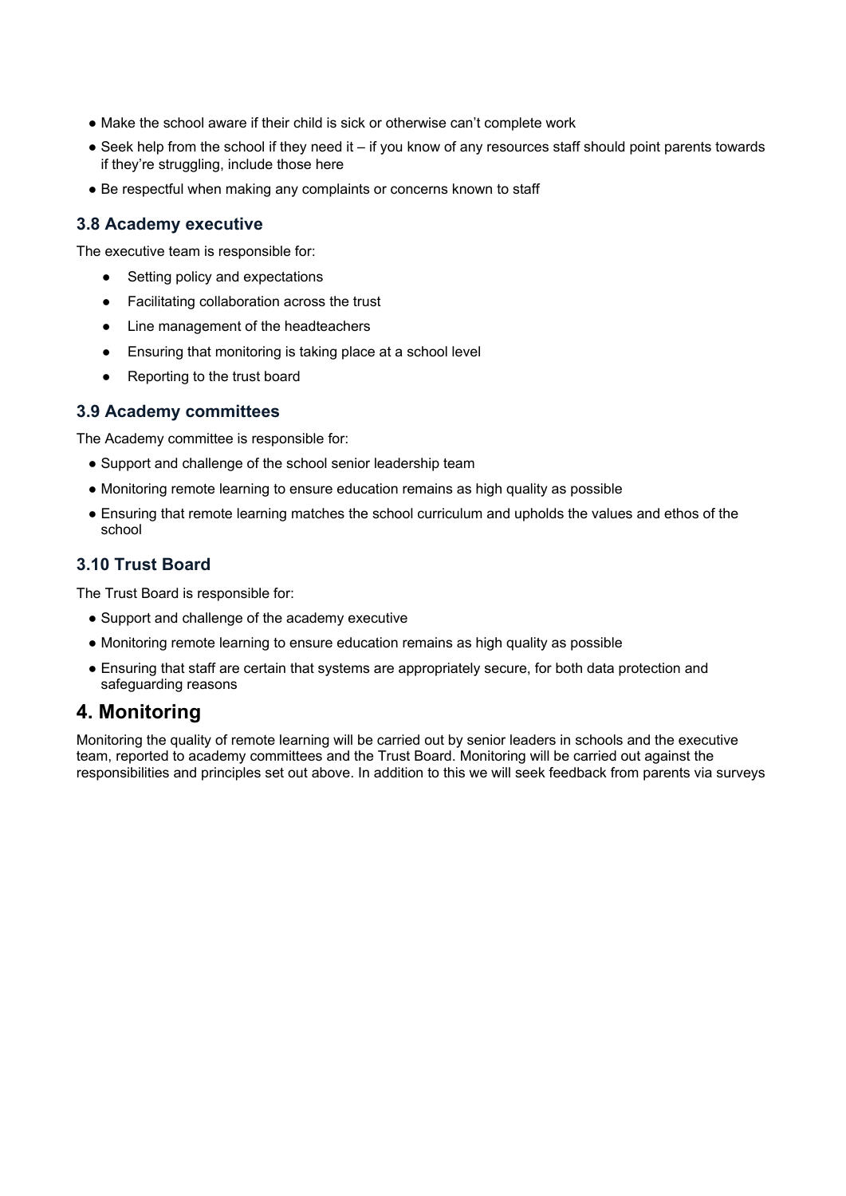- Make the school aware if their child is sick or otherwise can't complete work
- Seek help from the school if they need it – if you know of any resources staff should point parents towards if they're struggling, include those here
- Be respectful when making any complaints or concerns known to staff

### 3.8 Academy executive

The executive team is responsible for:

- Setting policy and expectations
- Facilitating collaboration across the trust
- Line management of the headteachers
- Ensuring that monitoring is taking place at a school level
- Reporting to the trust board

### 3.9 Academy committees

The Academy committee is responsible for:

- Support and challenge of the school senior leadership team
- Monitoring remote learning to ensure education remains as high quality as possible
- Ensuring that remote learning matches the school curriculum and upholds the values and ethos of the school

### 3.10 Trust Board

The Trust Board is responsible for:

- Support and challenge of the academy executive
- Monitoring remote learning to ensure education remains as high quality as possible
- Ensuring that staff are certain that systems are appropriately secure, for both data protection and safeguarding reasons

## 4. Monitoring

Monitoring the quality of remote learning will be carried out by senior leaders in schools and the executive team, reported to academy committees and the Trust Board. Monitoring will be carried out against the responsibilities and principles set out above. In addition to this we will seek feedback from parents via surveys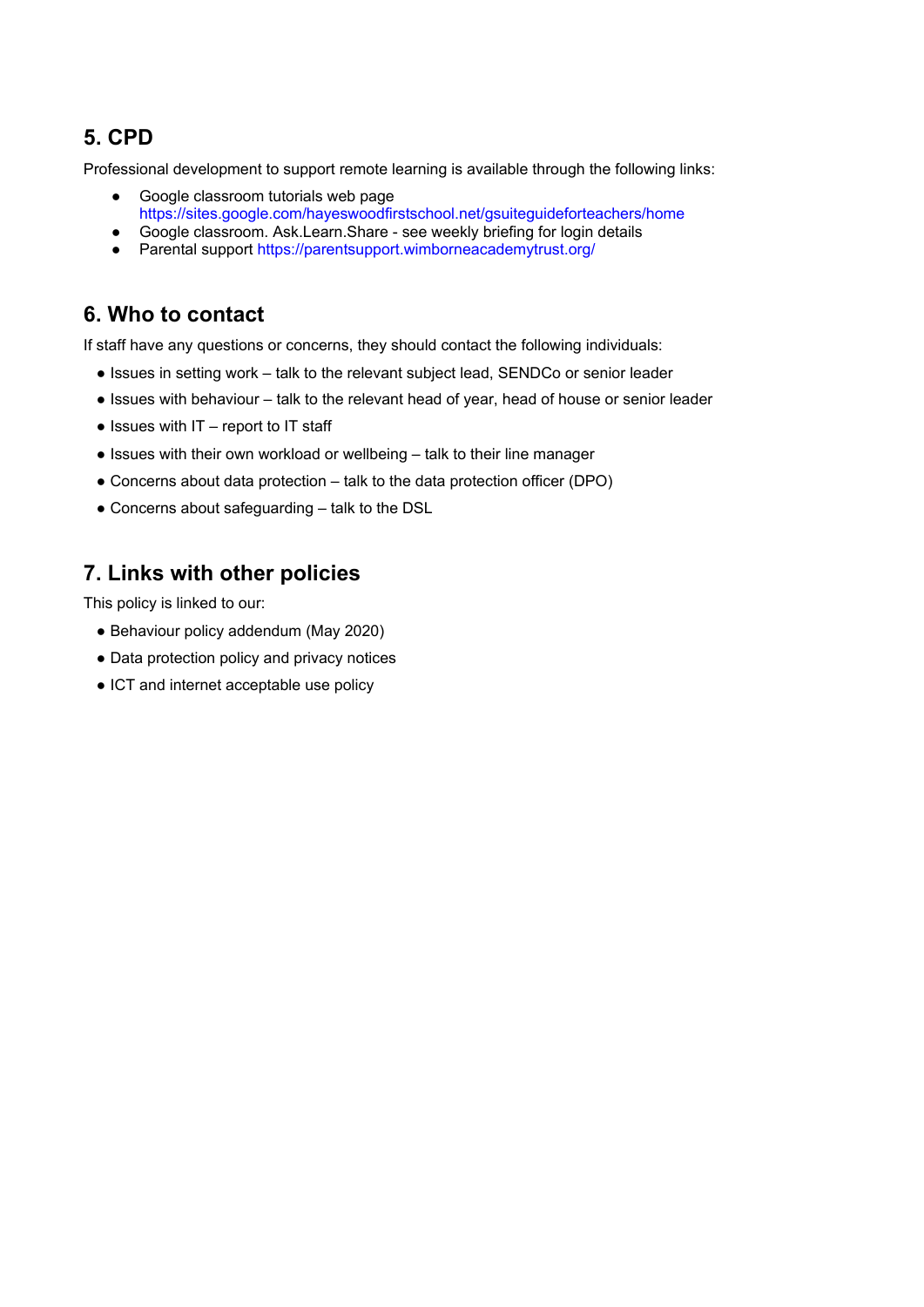## 5. CPD

Professional development to support remote learning is available through the following links:

- Google classroom tutorials web page https://sites.google.com/hayeswoodfirstschool.net/gsuiteguideforteachers/home
- Google classroom. Ask.Learn.Share - see weekly briefing for login details
- Parental support https://parentsupport.wimborneacademytrust.org/

## 6. Who to contact

If staff have any questions or concerns, they should contact the following individuals:

- Issues in setting work – talk to the relevant subject lead, SENDCo or senior leader
- Issues with behaviour – talk to the relevant head of year, head of house or senior leader
- Issues with IT – report to IT staff
- Issues with their own workload or wellbeing – talk to their line manager
- Concerns about data protection – talk to the data protection officer (DPO)
- Concerns about safeguarding – talk to the DSL

## 7. Links with other policies

This policy is linked to our:

- Behaviour policy addendum (May 2020)
- Data protection policy and privacy notices
- ICT and internet acceptable use policy